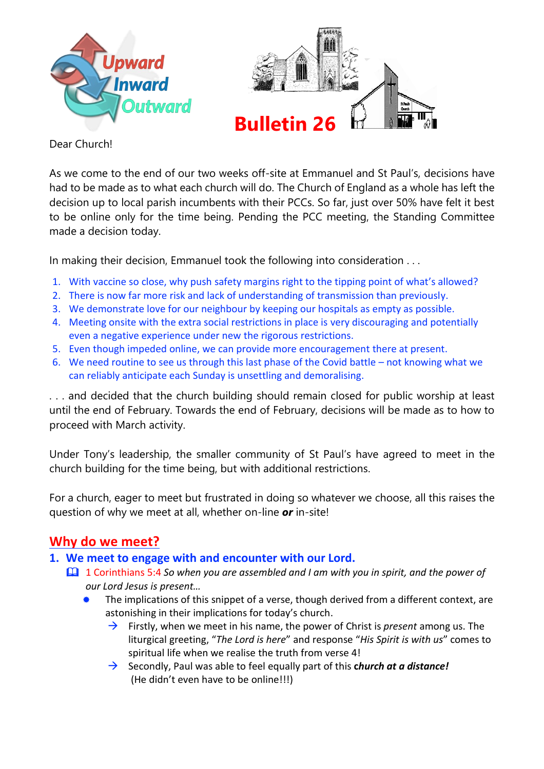Upward Inward Outward

# Bulletin 26

Dear Church!

As we come to the end of our two weeks off-site at Emmanuel and St Paul's, decisions have had to be made as to what each church will do. The Church of England as a whole has left the decision up to local parish incumbents with their PCCs. So far, just over 50% have felt it best to be online only for the time being. Pending the PCC meeting, the Standing Committee made a decision today.

In making their decision, Emmanuel took the following into consideration . . .

1. With vaccine so close, why push safety margins right to the tipping point of what's allowed?
2. There is now far more risk and lack of understanding of transmission than previously.
3. We demonstrate love for our neighbour by keeping our hospitals as empty as possible.
4. Meeting onsite with the extra social restrictions in place is very discouraging and potentially even a negative experience under new the rigorous restrictions.
5. Even though impeded online, we can provide more encouragement there at present.
6. We need routine to see us through this last phase of the Covid battle – not knowing what we can reliably anticipate each Sunday is unsettling and demoralising.

. . . and decided that the church building should remain closed for public worship at least until the end of February. Towards the end of February, decisions will be made as to how to proceed with March activity.

Under Tony's leadership, the smaller community of St Paul's have agreed to meet in the church building for the time being, but with additional restrictions.

For a church, eager to meet but frustrated in doing so whatever we choose, all this raises the question of why we meet at all, whether on-line ***or*** in-site!

## Why do we meet?

### 1. We meet to engage with and encounter with our Lord.

📖 1 Corinthians 5:4 *So when you are assembled and I am with you in spirit, and the power of our Lord Jesus is present…*

- The implications of this snippet of a verse, though derived from a different context, are astonishing in their implications for today's church.
  - → Firstly, when we meet in his name, the power of Christ is *present* among us. The liturgical greeting, "*The Lord is here*" and response "*His Spirit is with us*" comes to spiritual life when we realise the truth from verse 4!
  - → Secondly, Paul was able to feel equally part of this ***church at a distance!*** (He didn't even have to be online!!!)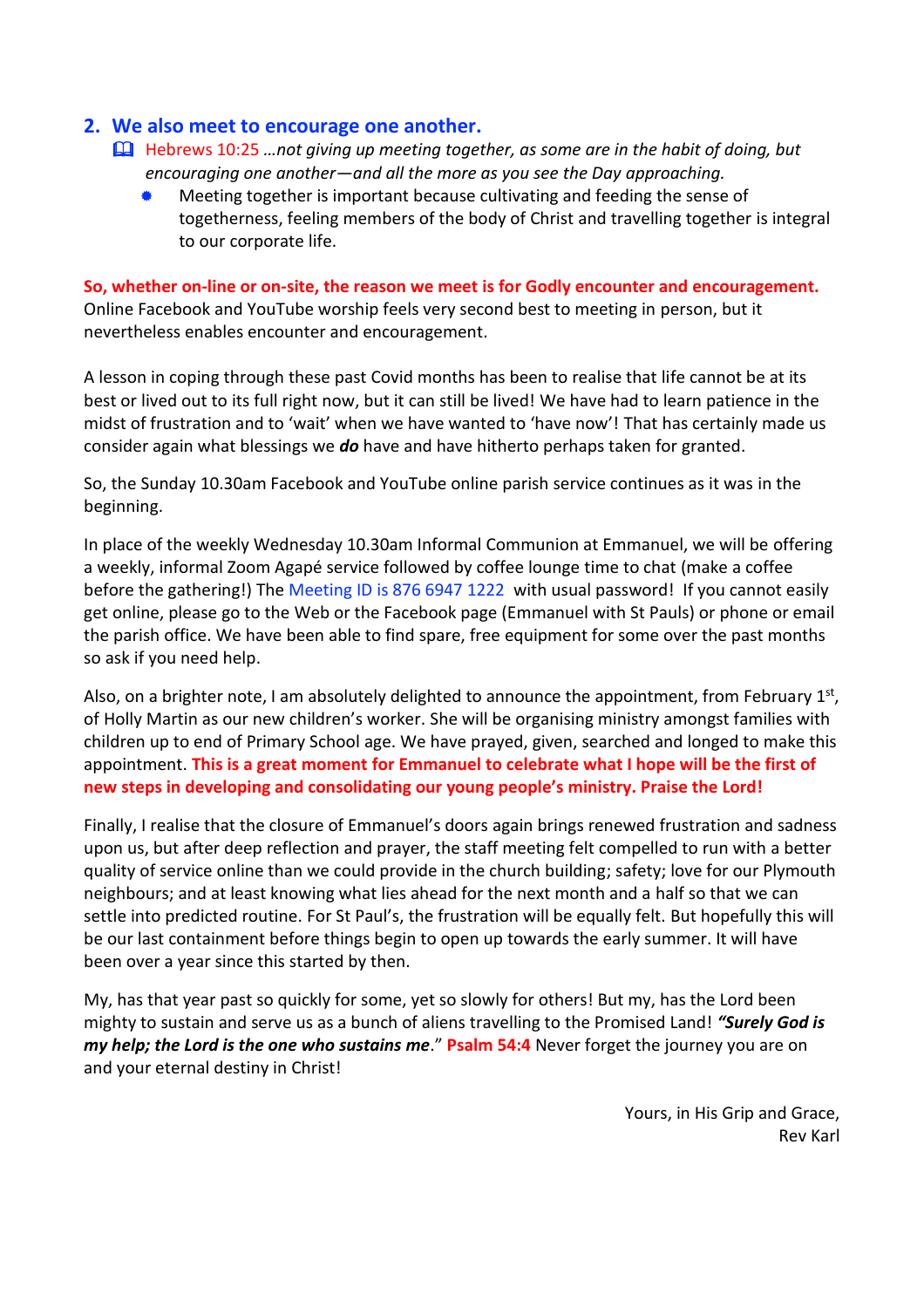## 2. We also meet to encourage one another.

📖 Hebrews 10:25 *…not giving up meeting together, as some are in the habit of doing, but encouraging one another—and all the more as you see the Day approaching.*

- Meeting together is important because cultivating and feeding the sense of togetherness, feeling members of the body of Christ and travelling together is integral to our corporate life.

**So, whether on-line or on-site, the reason we meet is for Godly encounter and encouragement.** Online Facebook and YouTube worship feels very second best to meeting in person, but it nevertheless enables encounter and encouragement.

A lesson in coping through these past Covid months has been to realise that life cannot be at its best or lived out to its full right now, but it can still be lived! We have had to learn patience in the midst of frustration and to 'wait' when we have wanted to 'have now'! That has certainly made us consider again what blessings we ***do*** have and have hitherto perhaps taken for granted.

So, the Sunday 10.30am Facebook and YouTube online parish service continues as it was in the beginning.

In place of the weekly Wednesday 10.30am Informal Communion at Emmanuel, we will be offering a weekly, informal Zoom Agapé service followed by coffee lounge time to chat (make a coffee before the gathering!) The Meeting ID is 876 6947 1222 with usual password! If you cannot easily get online, please go to the Web or the Facebook page (Emmanuel with St Pauls) or phone or email the parish office. We have been able to find spare, free equipment for some over the past months so ask if you need help.

Also, on a brighter note, I am absolutely delighted to announce the appointment, from February 1st, of Holly Martin as our new children's worker. She will be organising ministry amongst families with children up to end of Primary School age. We have prayed, given, searched and longed to make this appointment. **This is a great moment for Emmanuel to celebrate what I hope will be the first of new steps in developing and consolidating our young people's ministry. Praise the Lord!**

Finally, I realise that the closure of Emmanuel's doors again brings renewed frustration and sadness upon us, but after deep reflection and prayer, the staff meeting felt compelled to run with a better quality of service online than we could provide in the church building; safety; love for our Plymouth neighbours; and at least knowing what lies ahead for the next month and a half so that we can settle into predicted routine. For St Paul's, the frustration will be equally felt. But hopefully this will be our last containment before things begin to open up towards the early summer. It will have been over a year since this started by then.

My, has that year past so quickly for some, yet so slowly for others! But my, has the Lord been mighty to sustain and serve us as a bunch of aliens travelling to the Promised Land! ***"Surely God is my help; the Lord is the one who sustains me***." **Psalm 54:4** Never forget the journey you are on and your eternal destiny in Christ!

Yours, in His Grip and Grace,
Rev Karl